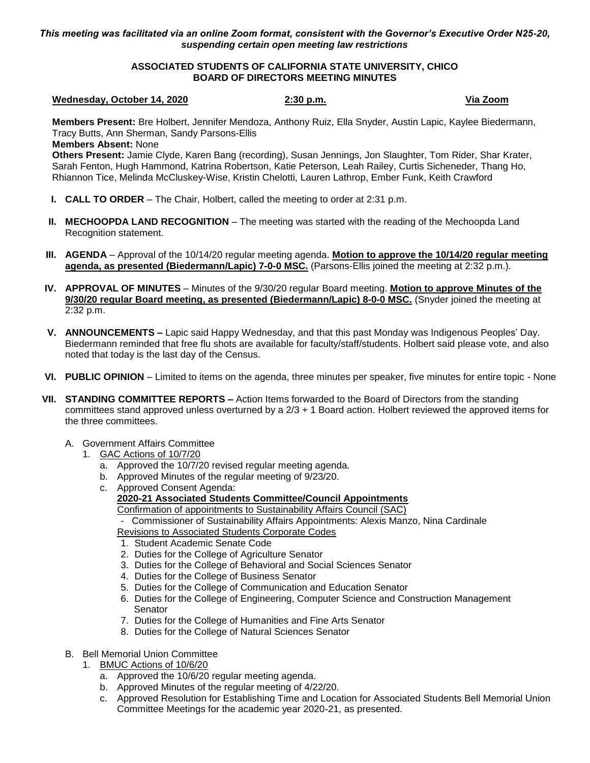*This meeting was facilitated via an online Zoom format, consistent with the Governor's Executive Order N25-20, suspending certain open meeting law restrictions*

**ASSOCIATED STUDENTS OF CALIFORNIA STATE UNIVERSITY, CHICO**
**BOARD OF DIRECTORS MEETING MINUTES**

**Wednesday, October 14, 2020** **2:30 p.m.** **Via Zoom**

**Members Present:** Bre Holbert, Jennifer Mendoza, Anthony Ruiz, Ella Snyder, Austin Lapic, Kaylee Biedermann, Tracy Butts, Ann Sherman, Sandy Parsons-Ellis
**Members Absent:** None
**Others Present:** Jamie Clyde, Karen Bang (recording), Susan Jennings, Jon Slaughter, Tom Rider, Shar Krater, Sarah Fenton, Hugh Hammond, Katrina Robertson, Katie Peterson, Leah Railey, Curtis Sicheneder, Thang Ho, Rhiannon Tice, Melinda McCluskey-Wise, Kristin Chelotti, Lauren Lathrop, Ember Funk, Keith Crawford

I. **CALL TO ORDER** – The Chair, Holbert, called the meeting to order at 2:31 p.m.

II. **MECHOOPDA LAND RECOGNITION** – The meeting was started with the reading of the Mechoopda Land Recognition statement.

III. **AGENDA** – Approval of the 10/14/20 regular meeting agenda. **Motion to approve the 10/14/20 regular meeting agenda, as presented (Biedermann/Lapic) 7-0-0 MSC.** (Parsons-Ellis joined the meeting at 2:32 p.m.).

IV. **APPROVAL OF MINUTES** – Minutes of the 9/30/20 regular Board meeting. **Motion to approve Minutes of the 9/30/20 regular Board meeting, as presented (Biedermann/Lapic) 8-0-0 MSC.** (Snyder joined the meeting at 2:32 p.m.

V. **ANNOUNCEMENTS –** Lapic said Happy Wednesday, and that this past Monday was Indigenous Peoples' Day. Biedermann reminded that free flu shots are available for faculty/staff/students. Holbert said please vote, and also noted that today is the last day of the Census.

VI. **PUBLIC OPINION** – Limited to items on the agenda, three minutes per speaker, five minutes for entire topic - None

VII. **STANDING COMMITTEE REPORTS –** Action Items forwarded to the Board of Directors from the standing committees stand approved unless overturned by a 2/3 + 1 Board action. Holbert reviewed the approved items for the three committees.

A. Government Affairs Committee
   1. GAC Actions of 10/7/20
      a. Approved the 10/7/20 revised regular meeting agenda.
      b. Approved Minutes of the regular meeting of 9/23/20.
      c. Approved Consent Agenda:
         **2020-21 Associated Students Committee/Council Appointments**
         Confirmation of appointments to Sustainability Affairs Council (SAC)
         - Commissioner of Sustainability Affairs Appointments: Alexis Manzo, Nina Cardinale

         Revisions to Associated Students Corporate Codes
         1. Student Academic Senate Code
         2. Duties for the College of Agriculture Senator
         3. Duties for the College of Behavioral and Social Sciences Senator
         4. Duties for the College of Business Senator
         5. Duties for the College of Communication and Education Senator
         6. Duties for the College of Engineering, Computer Science and Construction Management Senator
         7. Duties for the College of Humanities and Fine Arts Senator
         8. Duties for the College of Natural Sciences Senator

B. Bell Memorial Union Committee
   1. BMUC Actions of 10/6/20
      a. Approved the 10/6/20 regular meeting agenda.
      b. Approved Minutes of the regular meeting of 4/22/20.
      c. Approved Resolution for Establishing Time and Location for Associated Students Bell Memorial Union Committee Meetings for the academic year 2020-21, as presented.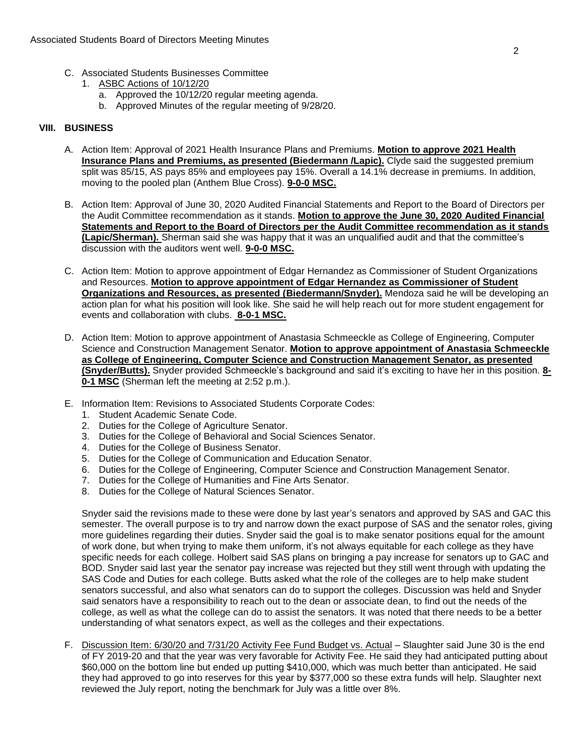C. Associated Students Businesses Committee
   1. ASBC Actions of 10/12/20
      a. Approved the 10/12/20 regular meeting agenda.
      b. Approved Minutes of the regular meeting of 9/28/20.

## VIII. BUSINESS

A. Action Item: Approval of 2021 Health Insurance Plans and Premiums. **Motion to approve 2021 Health Insurance Plans and Premiums, as presented (Biedermann /Lapic).** Clyde said the suggested premium split was 85/15, AS pays 85% and employees pay 15%. Overall a 14.1% decrease in premiums. In addition, moving to the pooled plan (Anthem Blue Cross). **9-0-0 MSC.**

B. Action Item: Approval of June 30, 2020 Audited Financial Statements and Report to the Board of Directors per the Audit Committee recommendation as it stands. **Motion to approve the June 30, 2020 Audited Financial Statements and Report to the Board of Directors per the Audit Committee recommendation as it stands (Lapic/Sherman).** Sherman said she was happy that it was an unqualified audit and that the committee's discussion with the auditors went well. **9-0-0 MSC.**

C. Action Item: Motion to approve appointment of Edgar Hernandez as Commissioner of Student Organizations and Resources. **Motion to approve appointment of Edgar Hernandez as Commissioner of Student Organizations and Resources, as presented (Biedermann/Snyder).** Mendoza said he will be developing an action plan for what his position will look like. She said he will help reach out for more student engagement for events and collaboration with clubs. **8-0-1 MSC.**

D. Action Item: Motion to approve appointment of Anastasia Schmeeckle as College of Engineering, Computer Science and Construction Management Senator. **Motion to approve appointment of Anastasia Schmeeckle as College of Engineering, Computer Science and Construction Management Senator, as presented (Snyder/Butts).** Snyder provided Schmeeckle's background and said it's exciting to have her in this position. **8-0-1 MSC** (Sherman left the meeting at 2:52 p.m.).

E. Information Item: Revisions to Associated Students Corporate Codes:
   1. Student Academic Senate Code.
   2. Duties for the College of Agriculture Senator.
   3. Duties for the College of Behavioral and Social Sciences Senator.
   4. Duties for the College of Business Senator.
   5. Duties for the College of Communication and Education Senator.
   6. Duties for the College of Engineering, Computer Science and Construction Management Senator.
   7. Duties for the College of Humanities and Fine Arts Senator.
   8. Duties for the College of Natural Sciences Senator.

   Snyder said the revisions made to these were done by last year's senators and approved by SAS and GAC this semester. The overall purpose is to try and narrow down the exact purpose of SAS and the senator roles, giving more guidelines regarding their duties. Snyder said the goal is to make senator positions equal for the amount of work done, but when trying to make them uniform, it's not always equitable for each college as they have specific needs for each college. Holbert said SAS plans on bringing a pay increase for senators up to GAC and BOD. Snyder said last year the senator pay increase was rejected but they still went through with updating the SAS Code and Duties for each college. Butts asked what the role of the colleges are to help make student senators successful, and also what senators can do to support the colleges. Discussion was held and Snyder said senators have a responsibility to reach out to the dean or associate dean, to find out the needs of the college, as well as what the college can do to assist the senators. It was noted that there needs to be a better understanding of what senators expect, as well as the colleges and their expectations.

F. Discussion Item: 6/30/20 and 7/31/20 Activity Fee Fund Budget vs. Actual – Slaughter said June 30 is the end of FY 2019-20 and that the year was very favorable for Activity Fee. He said they had anticipated putting about $60,000 on the bottom line but ended up putting $410,000, which was much better than anticipated. He said they had approved to go into reserves for this year by $377,000 so these extra funds will help. Slaughter next reviewed the July report, noting the benchmark for July was a little over 8%.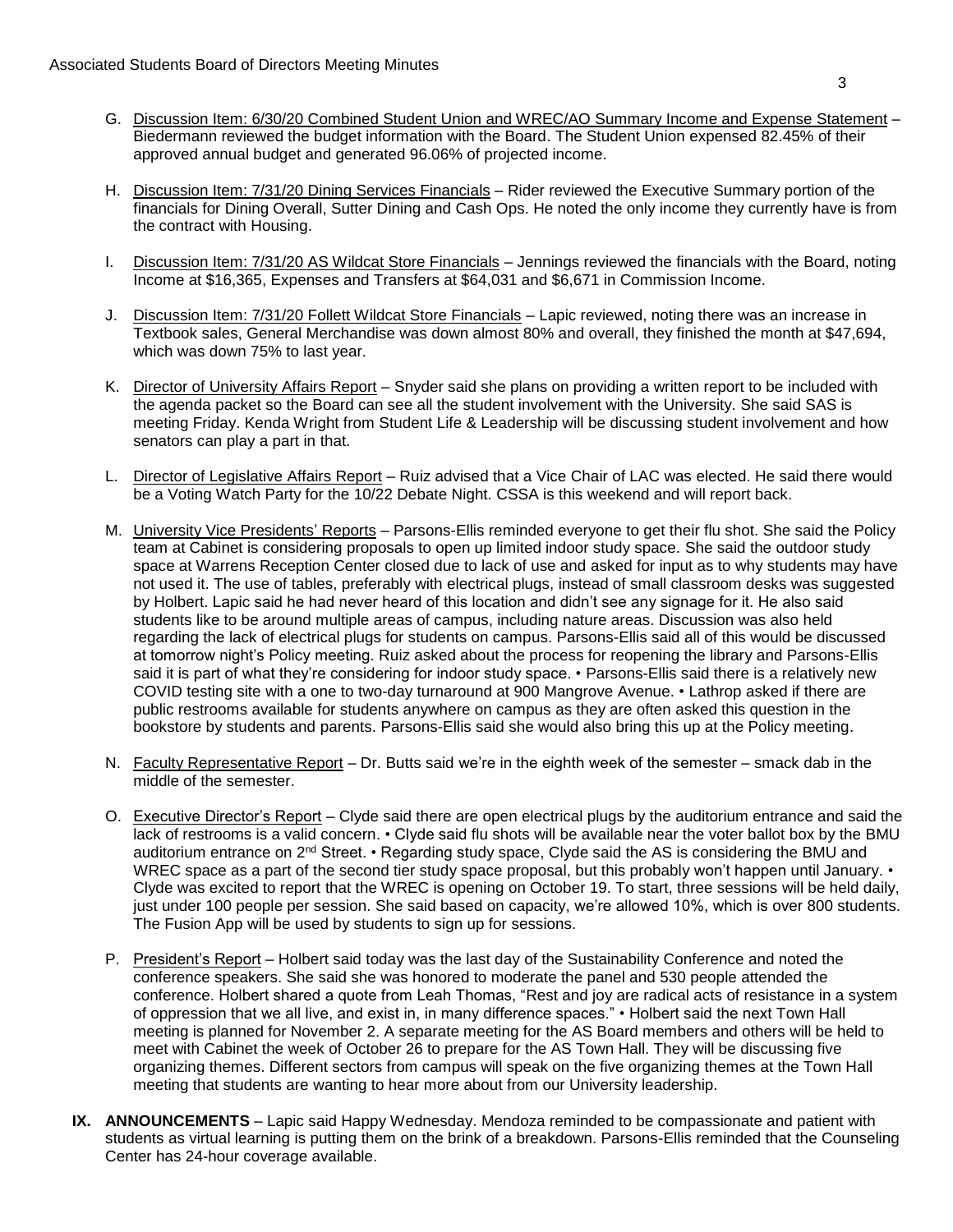G. Discussion Item: 6/30/20 Combined Student Union and WREC/AO Summary Income and Expense Statement – Biedermann reviewed the budget information with the Board. The Student Union expensed 82.45% of their approved annual budget and generated 96.06% of projected income.

H. Discussion Item: 7/31/20 Dining Services Financials – Rider reviewed the Executive Summary portion of the financials for Dining Overall, Sutter Dining and Cash Ops. He noted the only income they currently have is from the contract with Housing.

I. Discussion Item: 7/31/20 AS Wildcat Store Financials – Jennings reviewed the financials with the Board, noting Income at $16,365, Expenses and Transfers at $64,031 and $6,671 in Commission Income.

J. Discussion Item: 7/31/20 Follett Wildcat Store Financials – Lapic reviewed, noting there was an increase in Textbook sales, General Merchandise was down almost 80% and overall, they finished the month at $47,694, which was down 75% to last year.

K. Director of University Affairs Report – Snyder said she plans on providing a written report to be included with the agenda packet so the Board can see all the student involvement with the University. She said SAS is meeting Friday. Kenda Wright from Student Life & Leadership will be discussing student involvement and how senators can play a part in that.

L. Director of Legislative Affairs Report – Ruiz advised that a Vice Chair of LAC was elected. He said there would be a Voting Watch Party for the 10/22 Debate Night. CSSA is this weekend and will report back.

M. University Vice Presidents' Reports – Parsons-Ellis reminded everyone to get their flu shot. She said the Policy team at Cabinet is considering proposals to open up limited indoor study space. She said the outdoor study space at Warrens Reception Center closed due to lack of use and asked for input as to why students may have not used it. The use of tables, preferably with electrical plugs, instead of small classroom desks was suggested by Holbert. Lapic said he had never heard of this location and didn't see any signage for it. He also said students like to be around multiple areas of campus, including nature areas. Discussion was also held regarding the lack of electrical plugs for students on campus. Parsons-Ellis said all of this would be discussed at tomorrow night's Policy meeting. Ruiz asked about the process for reopening the library and Parsons-Ellis said it is part of what they're considering for indoor study space. • Parsons-Ellis said there is a relatively new COVID testing site with a one to two-day turnaround at 900 Mangrove Avenue. • Lathrop asked if there are public restrooms available for students anywhere on campus as they are often asked this question in the bookstore by students and parents. Parsons-Ellis said she would also bring this up at the Policy meeting.

N. Faculty Representative Report – Dr. Butts said we're in the eighth week of the semester – smack dab in the middle of the semester.

O. Executive Director's Report – Clyde said there are open electrical plugs by the auditorium entrance and said the lack of restrooms is a valid concern. • Clyde said flu shots will be available near the voter ballot box by the BMU auditorium entrance on 2nd Street. • Regarding study space, Clyde said the AS is considering the BMU and WREC space as a part of the second tier study space proposal, but this probably won't happen until January. • Clyde was excited to report that the WREC is opening on October 19. To start, three sessions will be held daily, just under 100 people per session. She said based on capacity, we're allowed 10%, which is over 800 students. The Fusion App will be used by students to sign up for sessions.

P. President's Report – Holbert said today was the last day of the Sustainability Conference and noted the conference speakers. She said she was honored to moderate the panel and 530 people attended the conference. Holbert shared a quote from Leah Thomas, "Rest and joy are radical acts of resistance in a system of oppression that we all live, and exist in, in many difference spaces." • Holbert said the next Town Hall meeting is planned for November 2. A separate meeting for the AS Board members and others will be held to meet with Cabinet the week of October 26 to prepare for the AS Town Hall. They will be discussing five organizing themes. Different sectors from campus will speak on the five organizing themes at the Town Hall meeting that students are wanting to hear more about from our University leadership.

**IX. ANNOUNCEMENTS** – Lapic said Happy Wednesday. Mendoza reminded to be compassionate and patient with students as virtual learning is putting them on the brink of a breakdown. Parsons-Ellis reminded that the Counseling Center has 24-hour coverage available.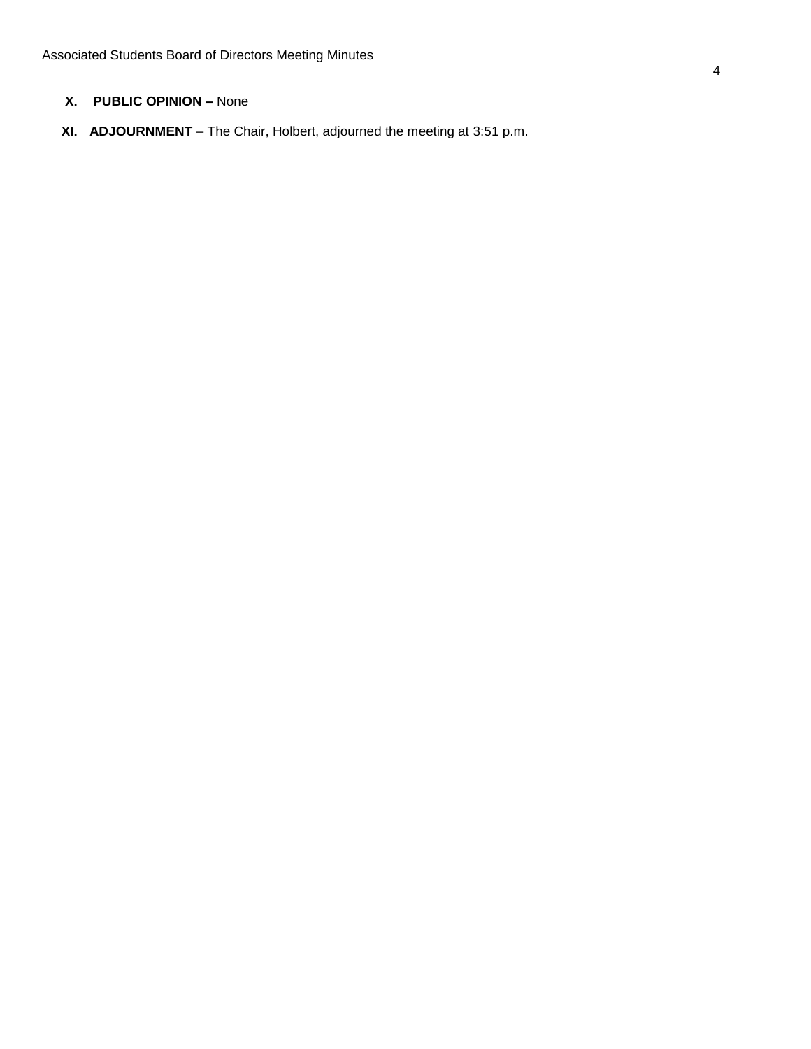**X. PUBLIC OPINION –** None

**XI. ADJOURNMENT** – The Chair, Holbert, adjourned the meeting at 3:51 p.m.